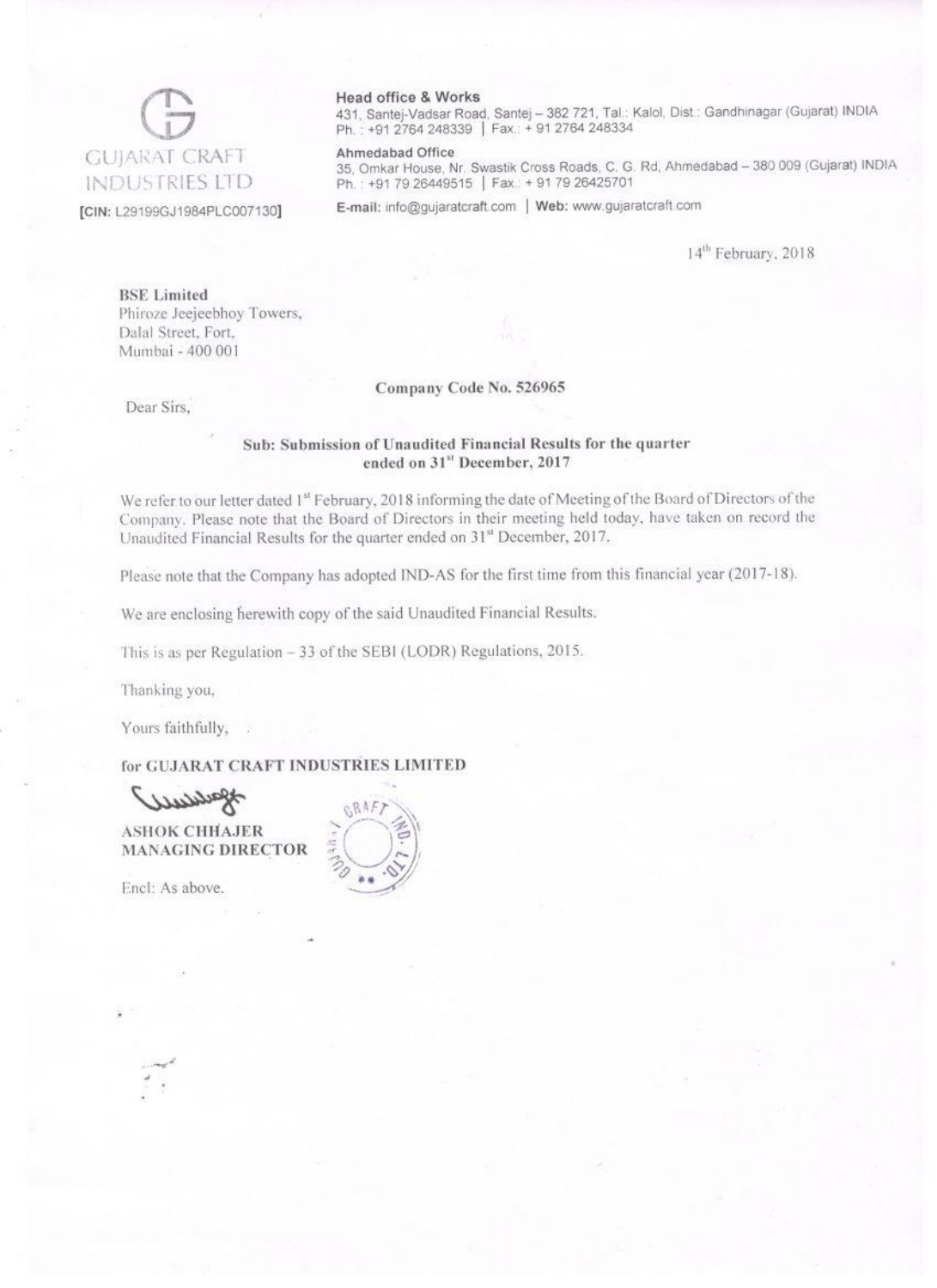GUJARAT CRAFT INDUSTRIES LTD

[CIN: L29199GJ1984PLC007130]

**Head office & Works**
431, Santej-Vadsar Road, Santej – 382 721, Tal.: Kalol, Dist.: Gandhinagar (Gujarat) INDIA
Ph. : +91 2764 248339 | Fax.: + 91 2764 248334

**Ahmedabad Office**
35, Omkar House, Nr. Swastik Cross Roads, C. G. Rd, Ahmedabad – 380 009 (Gujarat) INDIA
Ph. : +91 79 26449515 | Fax.: + 91 79 26425701

**E-mail:** info@gujaratcraft.com | **Web:** www.gujaratcraft.com

14th February, 2018

**BSE Limited**
Phiroze Jeejeebhoy Towers,
Dalal Street, Fort,
Mumbai - 400 001

**Company Code No. 526965**

Dear Sirs,

**Sub: Submission of Unaudited Financial Results for the quarter ended on 31st December, 2017**

We refer to our letter dated 1st February, 2018 informing the date of Meeting of the Board of Directors of the Company. Please note that the Board of Directors in their meeting held today, have taken on record the Unaudited Financial Results for the quarter ended on 31st December, 2017.

Please note that the Company has adopted IND-AS for the first time from this financial year (2017-18).

We are enclosing herewith copy of the said Unaudited Financial Results.

This is as per Regulation – 33 of the SEBI (LODR) Regulations, 2015.

Thanking you,

Yours faithfully,

**for GUJARAT CRAFT INDUSTRIES LIMITED**

**ASHOK CHHAJER**
**MANAGING DIRECTOR**

Encl: As above.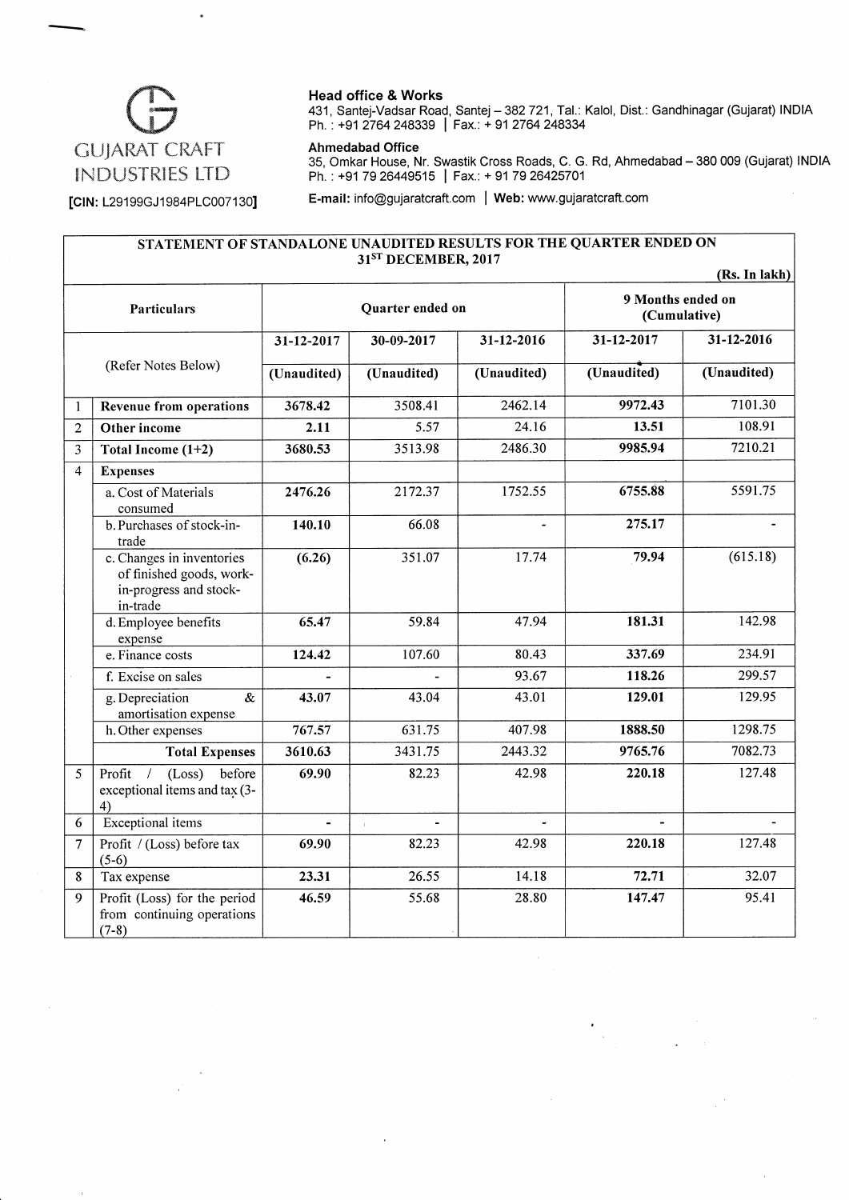**GUJARAT CRAFT INDUSTRIES LTD**

**[CIN: L29199GJ1984PLC007130]**

**Head office & Works**
431, Santej-Vadsar Road, Santej – 382 721, Tal.: Kalol, Dist.: Gandhinagar (Gujarat) INDIA
Ph. : +91 2764 248339 | Fax.: + 91 2764 248334

**Ahmedabad Office**
35, Omkar House, Nr. Swastik Cross Roads, C. G. Rd, Ahmedabad – 380 009 (Gujarat) INDIA
Ph. : +91 79 26449515 | Fax.: + 91 79 26425701

**E-mail:** info@gujaratcraft.com | **Web:** www.gujaratcraft.com

## STATEMENT OF STANDALONE UNAUDITED RESULTS FOR THE QUARTER ENDED ON 31ST DECEMBER, 2017

(Rs. In lakh)

| | Particulars | Quarter ended on | | | 9 Months ended on (Cumulative) | |
|---|---|---|---|---|---|---|
| | (Refer Notes Below) | 31-12-2017 | 30-09-2017 | 31-12-2016 | 31-12-2017 | 31-12-2016 |
| | | (Unaudited) | (Unaudited) | (Unaudited) | (Unaudited) | (Unaudited) |
| 1 | **Revenue from operations** | **3678.42** | 3508.41 | 2462.14 | **9972.43** | 7101.30 |
| 2 | **Other income** | **2.11** | 5.57 | 24.16 | **13.51** | 108.91 |
| 3 | **Total Income (1+2)** | **3680.53** | 3513.98 | 2486.30 | **9985.94** | 7210.21 |
| 4 | **Expenses** | | | | | |
| | a. Cost of Materials consumed | **2476.26** | 2172.37 | 1752.55 | **6755.88** | 5591.75 |
| | b. Purchases of stock-in-trade | **140.10** | 66.08 | - | **275.17** | - |
| | c. Changes in inventories of finished goods, work-in-progress and stock-in-trade | **(6.26)** | 351.07 | 17.74 | **79.94** | (615.18) |
| | d. Employee benefits expense | **65.47** | 59.84 | 47.94 | **181.31** | 142.98 |
| | e. Finance costs | **124.42** | 107.60 | 80.43 | **337.69** | 234.91 |
| | f. Excise on sales | **-** | - | 93.67 | **118.26** | 299.57 |
| | g. Depreciation & amortisation expense | **43.07** | 43.04 | 43.01 | **129.01** | 129.95 |
| | h. Other expenses | **767.57** | 631.75 | 407.98 | **1888.50** | 1298.75 |
| | **Total Expenses** | **3610.63** | 3431.75 | 2443.32 | **9765.76** | 7082.73 |
| 5 | Profit / (Loss) before exceptional items and tax (3-4) | **69.90** | 82.23 | 42.98 | **220.18** | 127.48 |
| 6 | Exceptional items | **-** | - | - | **-** | - |
| 7 | Profit / (Loss) before tax (5-6) | **69.90** | 82.23 | 42.98 | **220.18** | 127.48 |
| 8 | Tax expense | **23.31** | 26.55 | 14.18 | **72.71** | 32.07 |
| 9 | Profit (Loss) for the period from continuing operations (7-8) | **46.59** | 55.68 | 28.80 | **147.47** | 95.41 |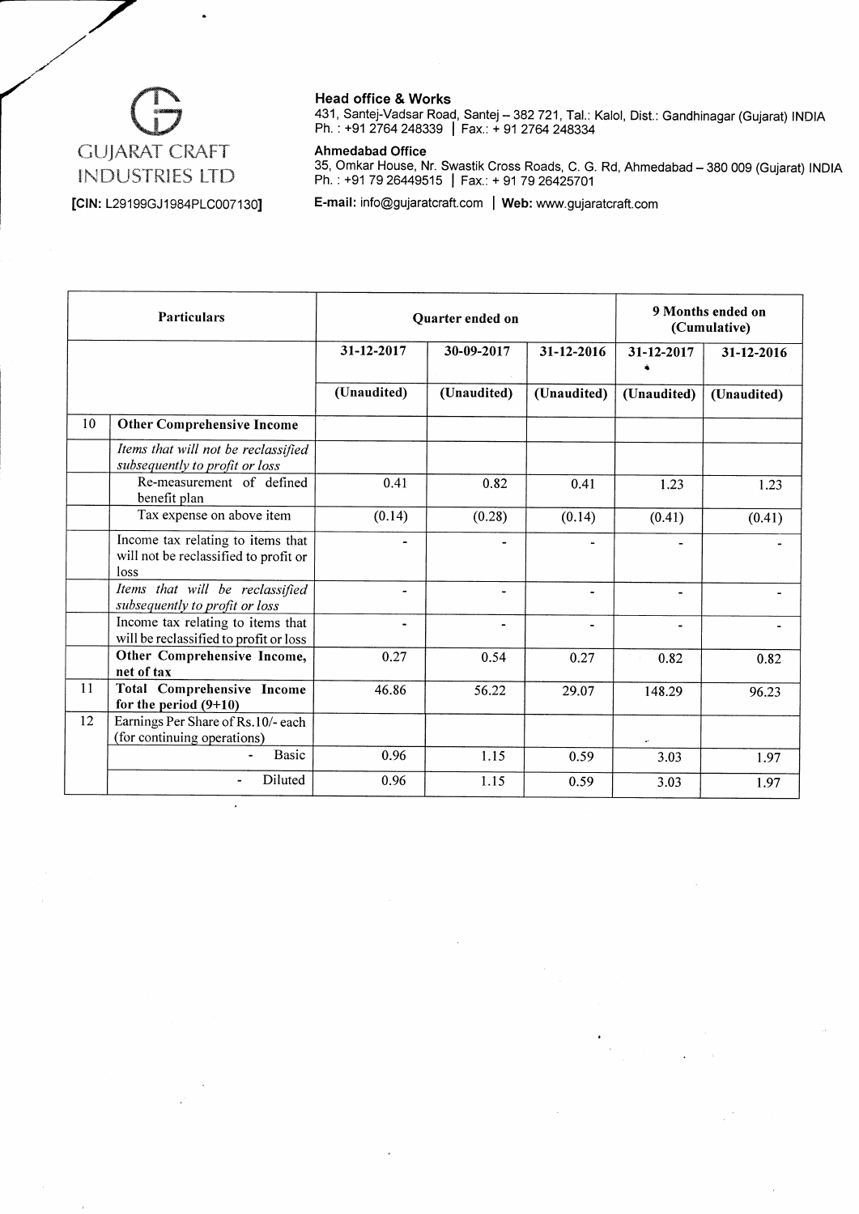GUJARAT CRAFT INDUSTRIES LTD

[CIN: L29199GJ1984PLC007130]

**Head office & Works**
431, Santej-Vadsar Road, Santej – 382 721, Tal.: Kalol, Dist.: Gandhinagar (Gujarat) INDIA
Ph. : +91 2764 248339 | Fax.: + 91 2764 248334

**Ahmedabad Office**
35, Omkar House, Nr. Swastik Cross Roads, C. G. Rd, Ahmedabad – 380 009 (Gujarat) INDIA
Ph. : +91 79 26449515 | Fax.: + 91 79 26425701

**E-mail:** info@gujaratcraft.com | **Web:** www.gujaratcraft.com

| **Particulars** | | **Quarter ended on** | | | **9 Months ended on (Cumulative)** | |
|---|---|---|---|---|---|---|
| | | **31-12-2017** | **30-09-2017** | **31-12-2016** | **31-12-2017** | **31-12-2016** |
| | | **(Unaudited)** | **(Unaudited)** | **(Unaudited)** | **(Unaudited)** | **(Unaudited)** |
| 10 | **Other Comprehensive Income** | | | | | |
| | *Items that will not be reclassified subsequently to profit or loss* | | | | | |
| | Re-measurement of defined benefit plan | 0.41 | 0.82 | 0.41 | 1.23 | 1.23 |
| | Tax expense on above item | (0.14) | (0.28) | (0.14) | (0.41) | (0.41) |
| | Income tax relating to items that will not be reclassified to profit or loss | - | - | - | - | - |
| | *Items that will be reclassified subsequently to profit or loss* | - | - | - | - | - |
| | Income tax relating to items that will be reclassified to profit or loss | - | - | - | - | - |
| | **Other Comprehensive Income, net of tax** | 0.27 | 0.54 | 0.27 | 0.82 | 0.82 |
| 11 | **Total Comprehensive Income for the period (9+10)** | 46.86 | 56.22 | 29.07 | 148.29 | 96.23 |
| 12 | Earnings Per Share of Rs.10/- each (for continuing operations) | | | | | |
| | - Basic | 0.96 | 1.15 | 0.59 | 3.03 | 1.97 |
| | - Diluted | 0.96 | 1.15 | 0.59 | 3.03 | 1.97 |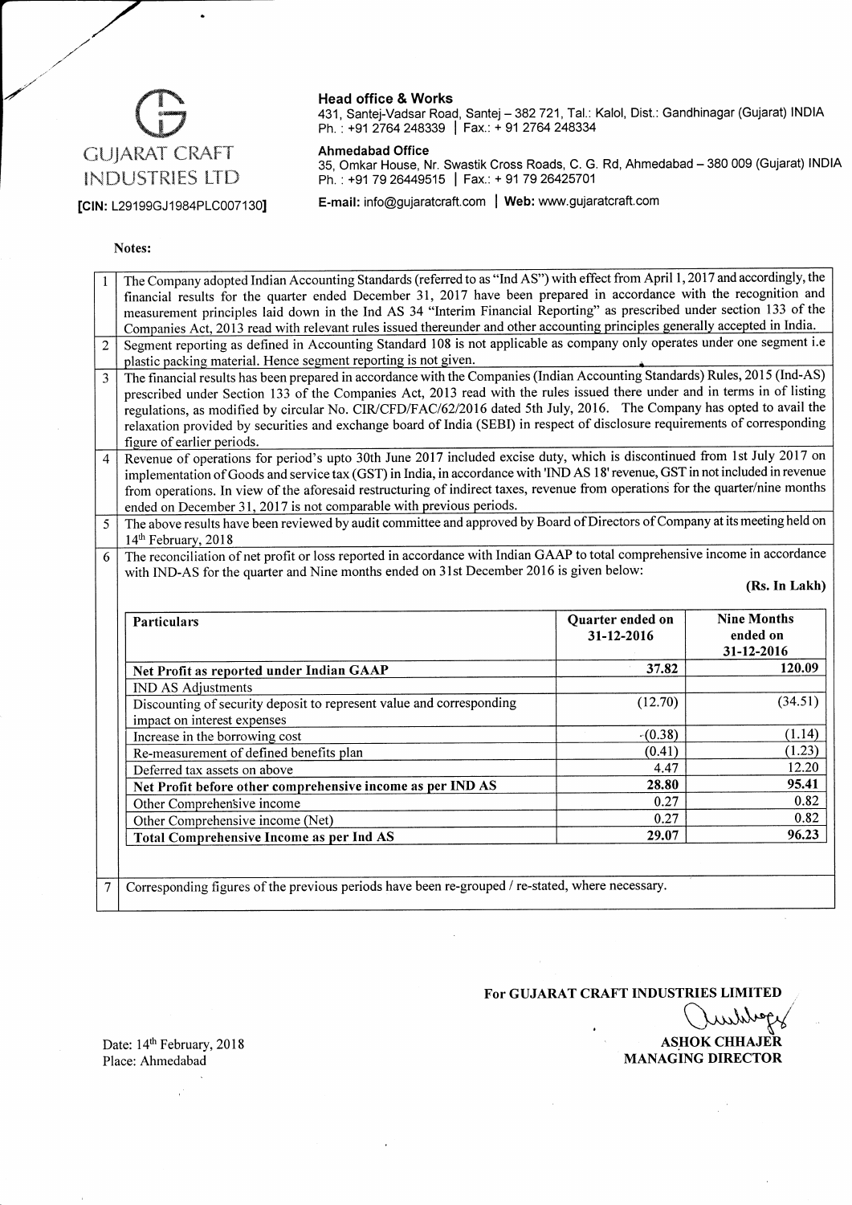# GUJARAT CRAFT INDUSTRIES LTD

**[CIN: L29199GJ1984PLC007130]**

**Head office & Works**
431, Santej-Vadsar Road, Santej – 382 721, Tal.: Kalol, Dist.: Gandhinagar (Gujarat) INDIA
Ph. : +91 2764 248339 | Fax.: + 91 2764 248334

**Ahmedabad Office**
35, Omkar House, Nr. Swastik Cross Roads, C. G. Rd, Ahmedabad – 380 009 (Gujarat) INDIA
Ph. : +91 79 26449515 | Fax.: + 91 79 26425701

**E-mail:** info@gujaratcraft.com | **Web:** www.gujaratcraft.com

**Notes:**

1. The Company adopted Indian Accounting Standards (referred to as "Ind AS") with effect from April 1, 2017 and accordingly, the financial results for the quarter ended December 31, 2017 have been prepared in accordance with the recognition and measurement principles laid down in the Ind AS 34 "Interim Financial Reporting" as prescribed under section 133 of the Companies Act, 2013 read with relevant rules issued thereunder and other accounting principles generally accepted in India.
2. Segment reporting as defined in Accounting Standard 108 is not applicable as company only operates under one segment i.e plastic packing material. Hence segment reporting is not given.
3. The financial results has been prepared in accordance with the Companies (Indian Accounting Standards) Rules, 2015 (Ind-AS) prescribed under Section 133 of the Companies Act, 2013 read with the rules issued there under and in terms in of listing regulations, as modified by circular No. CIR/CFD/FAC/62/2016 dated 5th July, 2016. The Company has opted to avail the relaxation provided by securities and exchange board of India (SEBI) in respect of disclosure requirements of corresponding figure of earlier periods.
4. Revenue of operations for period's upto 30th June 2017 included excise duty, which is discontinued from 1st July 2017 on implementation of Goods and service tax (GST) in India, in accordance with 'IND AS 18' revenue, GST in not included in revenue from operations. In view of the aforesaid restructuring of indirect taxes, revenue from operations for the quarter/nine months ended on December 31, 2017 is not comparable with previous periods.
5. The above results have been reviewed by audit committee and approved by Board of Directors of Company at its meeting held on 14th February, 2018
6. The reconciliation of net profit or loss reported in accordance with Indian GAAP to total comprehensive income in accordance with IND-AS for the quarter and Nine months ended on 31st December 2016 is given below:

**(Rs. In Lakh)**

| Particulars | Quarter ended on 31-12-2016 | Nine Months ended on 31-12-2016 |
|---|---|---|
| **Net Profit as reported under Indian GAAP** | 37.82 | 120.09 |
| IND AS Adjustments | | |
| Discounting of security deposit to represent value and corresponding impact on interest expenses | (12.70) | (34.51) |
| Increase in the borrowing cost | (0.38) | (1.14) |
| Re-measurement of defined benefits plan | (0.41) | (1.23) |
| Deferred tax assets on above | 4.47 | 12.20 |
| **Net Profit before other comprehensive income as per IND AS** | 28.80 | 95.41 |
| Other Comprehensive income | 0.27 | 0.82 |
| Other Comprehensive income (Net) | 0.27 | 0.82 |
| **Total Comprehensive Income as per Ind AS** | 29.07 | 96.23 |

7. Corresponding figures of the previous periods have been re-grouped / re-stated, where necessary.

**For GUJARAT CRAFT INDUSTRIES LIMITED**

**ASHOK CHHAJER**
**MANAGING DIRECTOR**

Date: 14th February, 2018
Place: Ahmedabad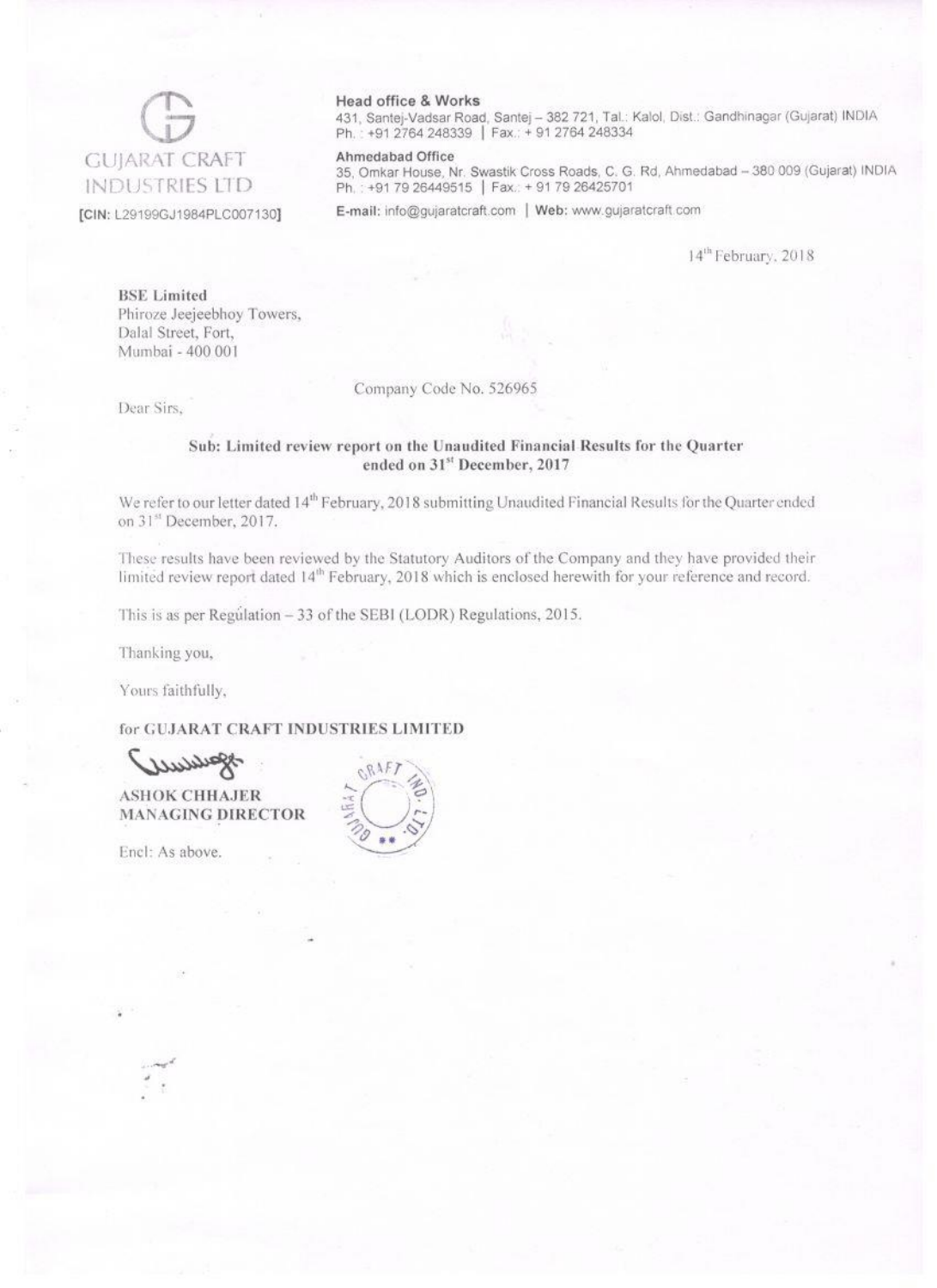GUJARAT CRAFT INDUSTRIES LTD

[CIN: L29199GJ1984PLC007130]

**Head office & Works**
431, Santej-Vadsar Road, Santej – 382 721, Tal.: Kalol, Dist.: Gandhinagar (Gujarat) INDIA
Ph. : +91 2764 248339 | Fax.: + 91 2764 248334

**Ahmedabad Office**
35, Omkar House, Nr. Swastik Cross Roads, C. G. Rd, Ahmedabad – 380 009 (Gujarat) INDIA
Ph. : +91 79 26449515 | Fax.: + 91 79 26425701

**E-mail:** info@gujaratcraft.com | **Web:** www.gujaratcraft.com

14th February, 2018

**BSE Limited**
Phiroze Jeejeebhoy Towers,
Dalal Street, Fort,
Mumbai - 400 001

Company Code No. 526965

Dear Sirs,

**Sub: Limited review report on the Unaudited Financial Results for the Quarter ended on 31st December, 2017**

We refer to our letter dated 14th February, 2018 submitting Unaudited Financial Results for the Quarter ended on 31st December, 2017.

These results have been reviewed by the Statutory Auditors of the Company and they have provided their limited review report dated 14th February, 2018 which is enclosed herewith for your reference and record.

This is as per Regulation – 33 of the SEBI (LODR) Regulations, 2015.

Thanking you,

Yours faithfully,

**for GUJARAT CRAFT INDUSTRIES LIMITED**

**ASHOK CHHAJER**
**MANAGING DIRECTOR**

Encl: As above.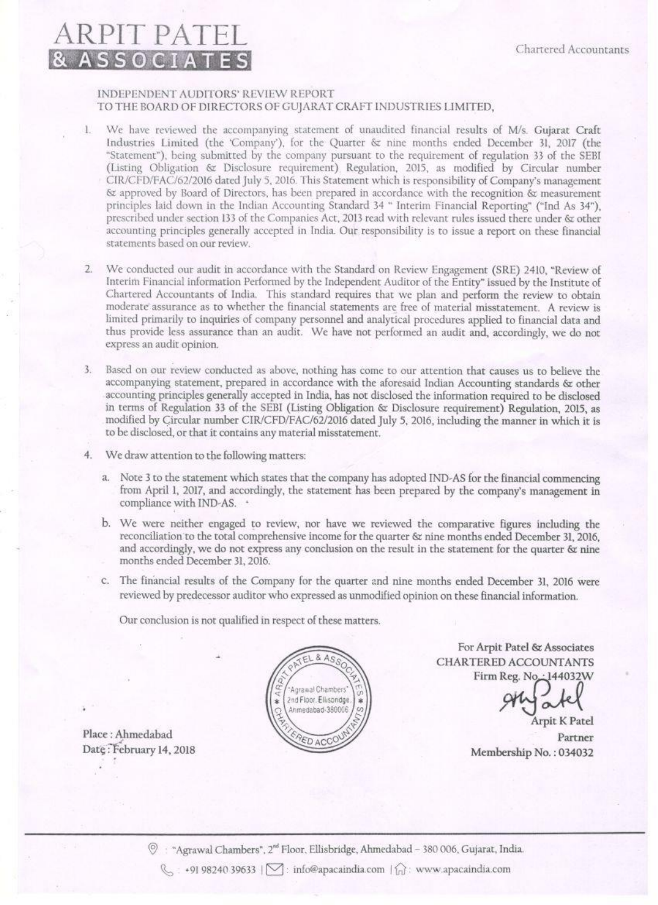# ARPIT PATEL & ASSOCIATES

Chartered Accountants

INDEPENDENT AUDITORS' REVIEW REPORT
TO THE BOARD OF DIRECTORS OF GUJARAT CRAFT INDUSTRIES LIMITED,

1. We have reviewed the accompanying statement of unaudited financial results of M/s. Gujarat Craft Industries Limited (the 'Company'), for the Quarter & nine months ended December 31, 2017 (the "Statement"), being submitted by the company pursuant to the requirement of regulation 33 of the SEBI (Listing Obligation & Disclosure requirement) Regulation, 2015, as modified by Circular number CIR/CFD/FAC/62/2016 dated July 5, 2016. This Statement which is responsibility of Company's management & approved by Board of Directors, has been prepared in accordance with the recognition & measurement principles laid down in the Indian Accounting Standard 34 " Interim Financial Reporting" ("Ind As 34"), prescribed under section 133 of the Companies Act, 2013 read with relevant rules issued there under & other accounting principles generally accepted in India. Our responsibility is to issue a report on these financial statements based on our review.

2. We conducted our audit in accordance with the Standard on Review Engagement (SRE) 2410, "Review of Interim Financial information Performed by the Independent Auditor of the Entity" issued by the Institute of Chartered Accountants of India. This standard requires that we plan and perform the review to obtain moderate assurance as to whether the financial statements are free of material misstatement. A review is limited primarily to inquiries of company personnel and analytical procedures applied to financial data and thus provide less assurance than an audit. We have not performed an audit and, accordingly, we do not express an audit opinion.

3. Based on our review conducted as above, nothing has come to our attention that causes us to believe the accompanying statement, prepared in accordance with the aforesaid Indian Accounting standards & other accounting principles generally accepted in India, has not disclosed the information required to be disclosed in terms of Regulation 33 of the SEBI (Listing Obligation & Disclosure requirement) Regulation, 2015, as modified by Circular number CIR/CFD/FAC/62/2016 dated July 5, 2016, including the manner in which it is to be disclosed, or that it contains any material misstatement.

4. We draw attention to the following matters:

   a. Note 3 to the statement which states that the company has adopted IND-AS for the financial commencing from April 1, 2017, and accordingly, the statement has been prepared by the company's management in compliance with IND-AS.

   b. We were neither engaged to review, nor have we reviewed the comparative figures including the reconciliation to the total comprehensive income for the quarter & nine months ended December 31, 2016, and accordingly, we do not express any conclusion on the result in the statement for the quarter & nine months ended December 31, 2016.

   c. The financial results of the Company for the quarter and nine months ended December 31, 2016 were reviewed by predecessor auditor who expressed as unmodified opinion on these financial information.

   Our conclusion is not qualified in respect of these matters.

For Arpit Patel & Associates
CHARTERED ACCOUNTANTS
Firm Reg. No.: 144032W

Arpit K Patel
Partner
Membership No. : 034032

Place : Ahmedabad
Date : February 14, 2018

"Agrawal Chambers", 2nd Floor, Ellisbridge, Ahmedabad – 380 006, Gujarat, India.
+91 98240 39633 | info@apacaindia.com | www.apacaindia.com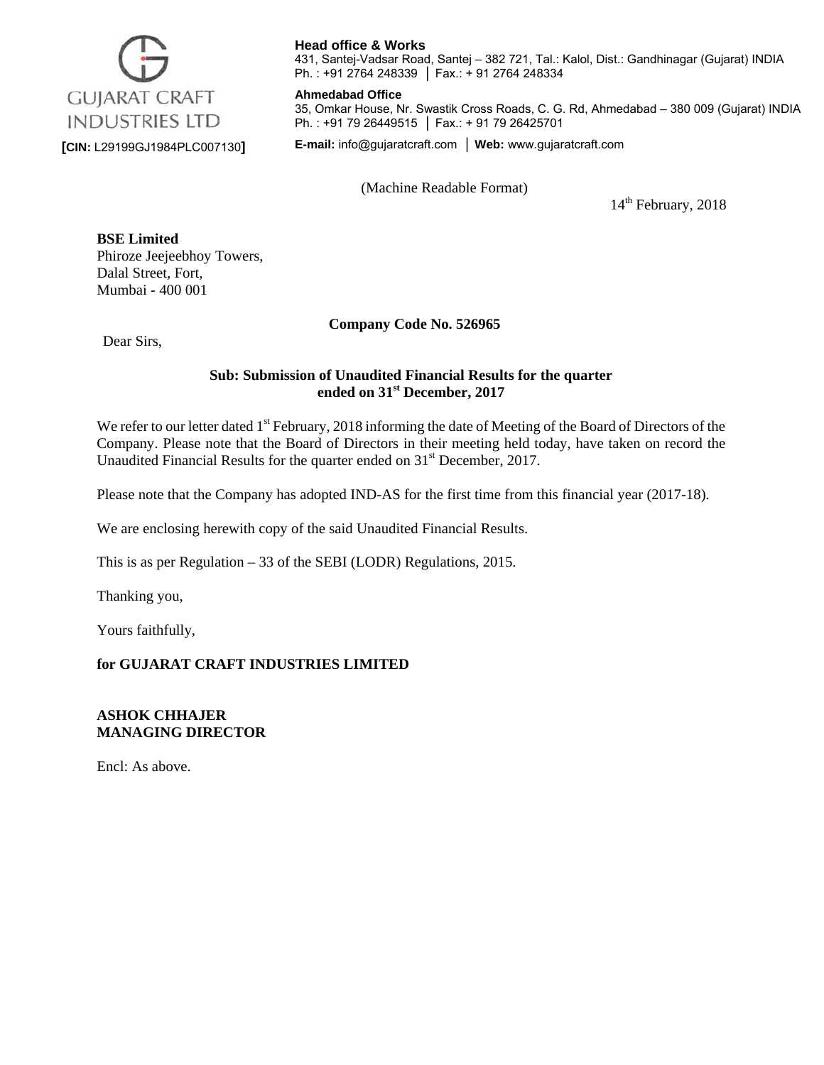GUJARAT CRAFT INDUSTRIES LTD

**[CIN:** L29199GJ1984PLC007130**]**

**Head office & Works**
431, Santej-Vadsar Road, Santej – 382 721, Tal.: Kalol, Dist.: Gandhinagar (Gujarat) INDIA
Ph. : +91 2764 248339 │ Fax.: + 91 2764 248334

**Ahmedabad Office**
35, Omkar House, Nr. Swastik Cross Roads, C. G. Rd, Ahmedabad – 380 009 (Gujarat) INDIA
Ph. : +91 79 26449515 │ Fax.: + 91 79 26425701

**E-mail:** info@gujaratcraft.com │ **Web:** www.gujaratcraft.com

(Machine Readable Format)

14th February, 2018

**BSE Limited**
Phiroze Jeejeebhoy Towers,
Dalal Street, Fort,
Mumbai - 400 001

**Company Code No. 526965**

Dear Sirs,

**Sub: Submission of Unaudited Financial Results for the quarter ended on 31st December, 2017**

We refer to our letter dated 1st February, 2018 informing the date of Meeting of the Board of Directors of the Company. Please note that the Board of Directors in their meeting held today, have taken on record the Unaudited Financial Results for the quarter ended on 31st December, 2017.

Please note that the Company has adopted IND-AS for the first time from this financial year (2017-18).

We are enclosing herewith copy of the said Unaudited Financial Results.

This is as per Regulation – 33 of the SEBI (LODR) Regulations, 2015.

Thanking you,

Yours faithfully,

**for GUJARAT CRAFT INDUSTRIES LIMITED**

**ASHOK CHHAJER**
**MANAGING DIRECTOR**

Encl: As above.